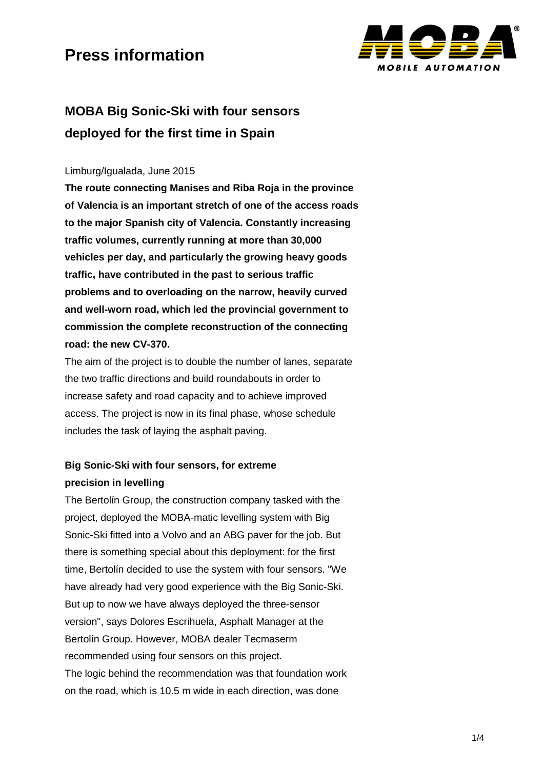# Press information

## MOBA Big Sonic-Ski with four sensors deployed for the first time in Spain

Limburg/Igualada, June 2015

**The route connecting Manises and Riba Roja in the province of Valencia is an important stretch of one of the access roads to the major Spanish city of Valencia. Constantly increasing traffic volumes, currently running at more than 30,000 vehicles per day, and particularly the growing heavy goods traffic, have contributed in the past to serious traffic problems and to overloading on the narrow, heavily curved and well-worn road, which led the provincial government to commission the complete reconstruction of the connecting road: the new CV-370.**

The aim of the project is to double the number of lanes, separate the two traffic directions and build roundabouts in order to increase safety and road capacity and to achieve improved access. The project is now in its final phase, whose schedule includes the task of laying the asphalt paving.

### Big Sonic-Ski with four sensors, for extreme precision in levelling

The Bertolín Group, the construction company tasked with the project, deployed the MOBA-matic levelling system with Big Sonic-Ski fitted into a Volvo and an ABG paver for the job. But there is something special about this deployment: for the first time, Bertolín decided to use the system with four sensors. "We have already had very good experience with the Big Sonic-Ski. But up to now we have always deployed the three-sensor version", says Dolores Escrihuela, Asphalt Manager at the Bertolín Group. However, MOBA dealer Tecmaserm recommended using four sensors on this project.
The logic behind the recommendation was that foundation work on the road, which is 10.5 m wide in each direction, was done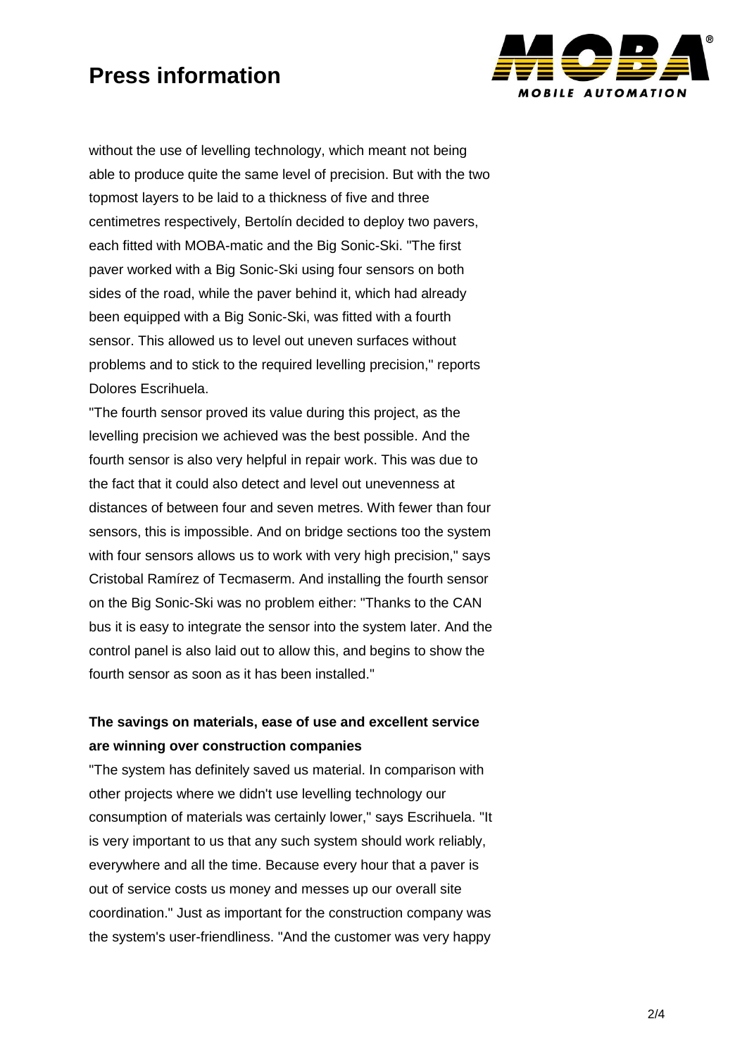without the use of levelling technology, which meant not being able to produce quite the same level of precision. But with the two topmost layers to be laid to a thickness of five and three centimetres respectively, Bertolín decided to deploy two pavers, each fitted with MOBA-matic and the Big Sonic-Ski. "The first paver worked with a Big Sonic-Ski using four sensors on both sides of the road, while the paver behind it, which had already been equipped with a Big Sonic-Ski, was fitted with a fourth sensor. This allowed us to level out uneven surfaces without problems and to stick to the required levelling precision," reports Dolores Escrihuela.

"The fourth sensor proved its value during this project, as the levelling precision we achieved was the best possible. And the fourth sensor is also very helpful in repair work. This was due to the fact that it could also detect and level out unevenness at distances of between four and seven metres. With fewer than four sensors, this is impossible. And on bridge sections too the system with four sensors allows us to work with very high precision," says Cristobal Ramírez of Tecmaserm. And installing the fourth sensor on the Big Sonic-Ski was no problem either: "Thanks to the CAN bus it is easy to integrate the sensor into the system later. And the control panel is also laid out to allow this, and begins to show the fourth sensor as soon as it has been installed."

**The savings on materials, ease of use and excellent service are winning over construction companies**

"The system has definitely saved us material. In comparison with other projects where we didn't use levelling technology our consumption of materials was certainly lower," says Escrihuela. "It is very important to us that any such system should work reliably, everywhere and all the time. Because every hour that a paver is out of service costs us money and messes up our overall site coordination." Just as important for the construction company was the system's user-friendliness. "And the customer was very happy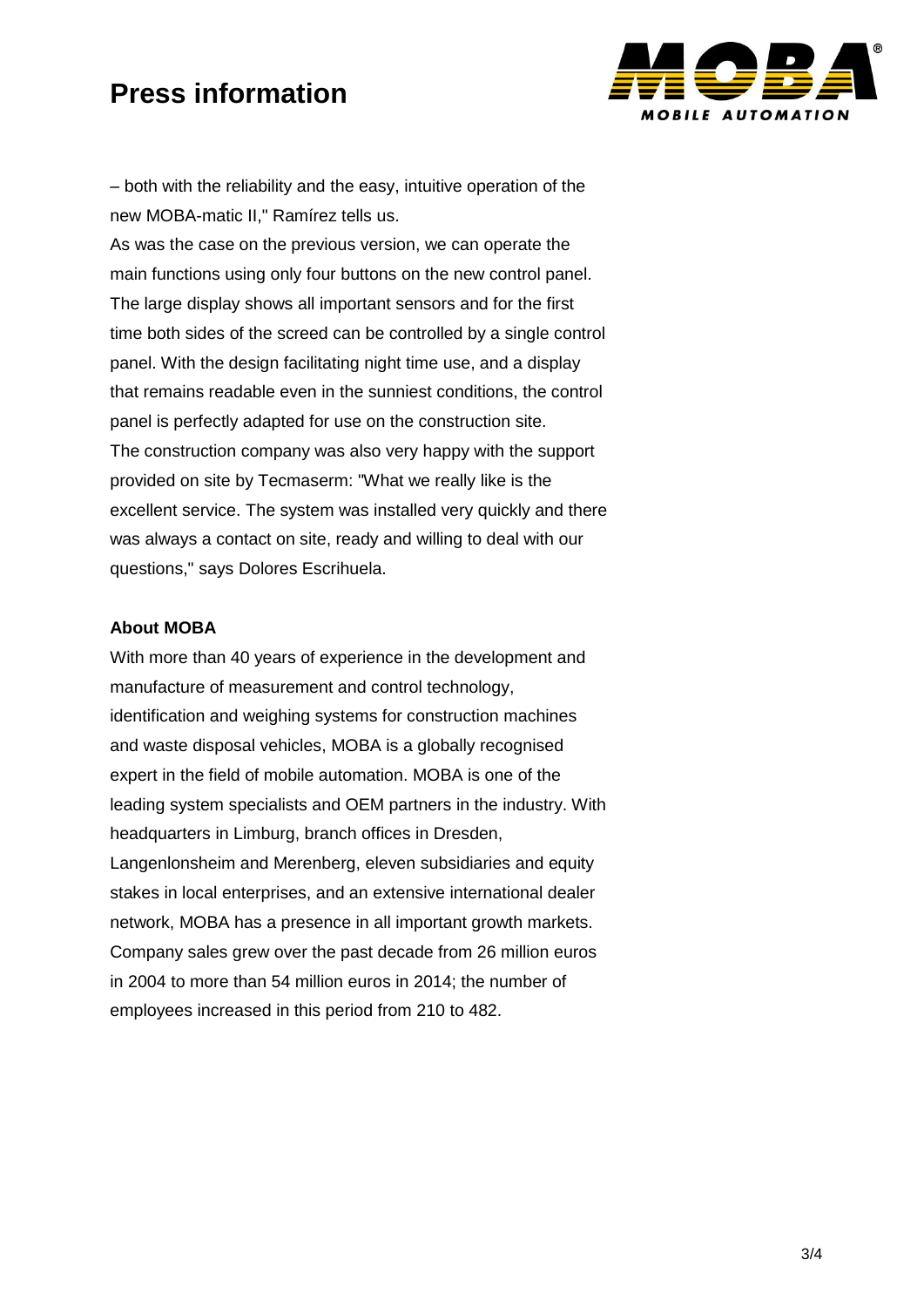– both with the reliability and the easy, intuitive operation of the new MOBA-matic II," Ramírez tells us.
As was the case on the previous version, we can operate the main functions using only four buttons on the new control panel. The large display shows all important sensors and for the first time both sides of the screed can be controlled by a single control panel. With the design facilitating night time use, and a display that remains readable even in the sunniest conditions, the control panel is perfectly adapted for use on the construction site.
The construction company was also very happy with the support provided on site by Tecmaserm: "What we really like is the excellent service. The system was installed very quickly and there was always a contact on site, ready and willing to deal with our questions," says Dolores Escrihuela.

**About MOBA**

With more than 40 years of experience in the development and manufacture of measurement and control technology, identification and weighing systems for construction machines and waste disposal vehicles, MOBA is a globally recognised expert in the field of mobile automation. MOBA is one of the leading system specialists and OEM partners in the industry. With headquarters in Limburg, branch offices in Dresden, Langenlonsheim and Merenberg, eleven subsidiaries and equity stakes in local enterprises, and an extensive international dealer network, MOBA has a presence in all important growth markets. Company sales grew over the past decade from 26 million euros in 2004 to more than 54 million euros in 2014; the number of employees increased in this period from 210 to 482.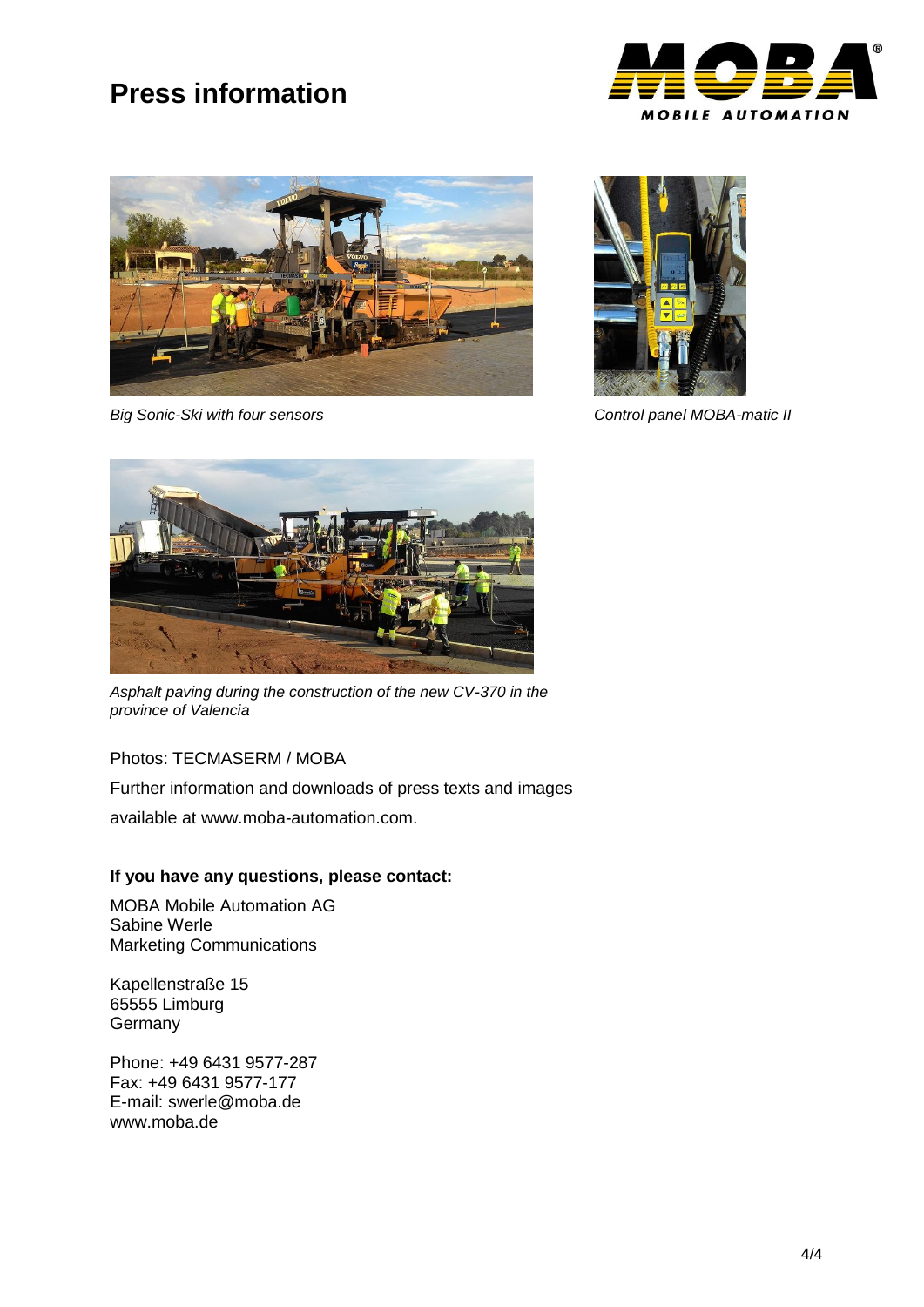# Press information

*Big Sonic-Ski with four sensors*

*Control panel MOBA-matic II*

*Asphalt paving during the construction of the new CV-370 in the province of Valencia*

Photos: TECMASERM / MOBA

Further information and downloads of press texts and images available at www.moba-automation.com.

**If you have any questions, please contact:**

MOBA Mobile Automation AG
Sabine Werle
Marketing Communications

Kapellenstraße 15
65555 Limburg
Germany

Phone: +49 6431 9577-287
Fax: +49 6431 9577-177
E-mail: swerle@moba.de
www.moba.de